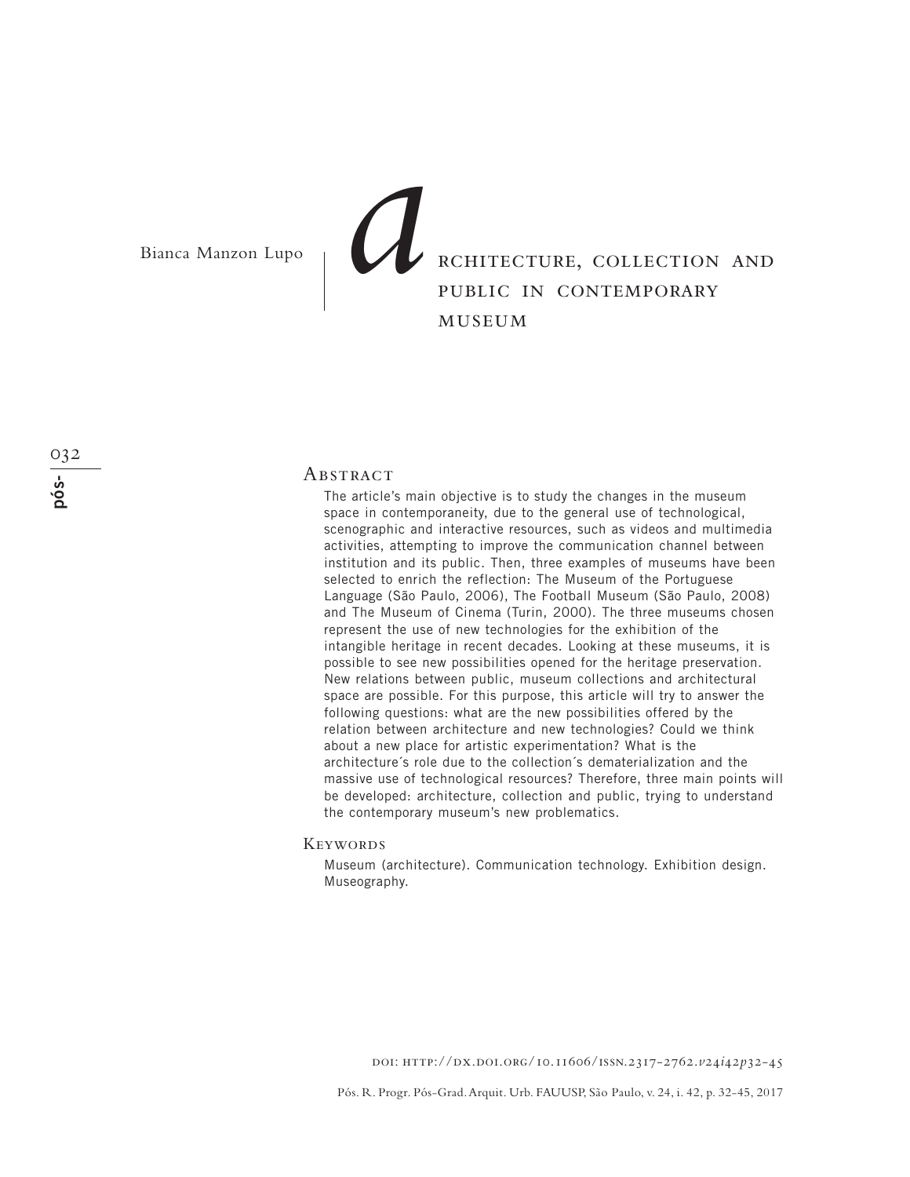Bianca Manzon Lupo

# Architecture, collection and public in contemporary museum

## Abstract

The article's main objective is to study the changes in the museum space in contemporaneity, due to the general use of technological, scenographic and interactive resources, such as videos and multimedia activities, attempting to improve the communication channel between institution and its public. Then, three examples of museums have been selected to enrich the reflection: The Museum of the Portuguese Language (São Paulo, 2006), The Football Museum (São Paulo, 2008) and The Museum of Cinema (Turin, 2000). The three museums chosen represent the use of new technologies for the exhibition of the intangible heritage in recent decades. Looking at these museums, it is possible to see new possibilities opened for the heritage preservation. New relations between public, museum collections and architectural space are possible. For this purpose, this article will try to answer the following questions: what are the new possibilities offered by the relation between architecture and new technologies? Could we think about a new place for artistic experimentation? What is the architecture´s role due to the collection´s dematerialization and the massive use of technological resources? Therefore, three main points will be developed: architecture, collection and public, trying to understand the contemporary museum's new problematics.

## Keywords

Museum (architecture). Communication technology. Exhibition design. Museography.

doi: http://dx.doi.org/10.11606/issn.2317-2762.v24i42p32-45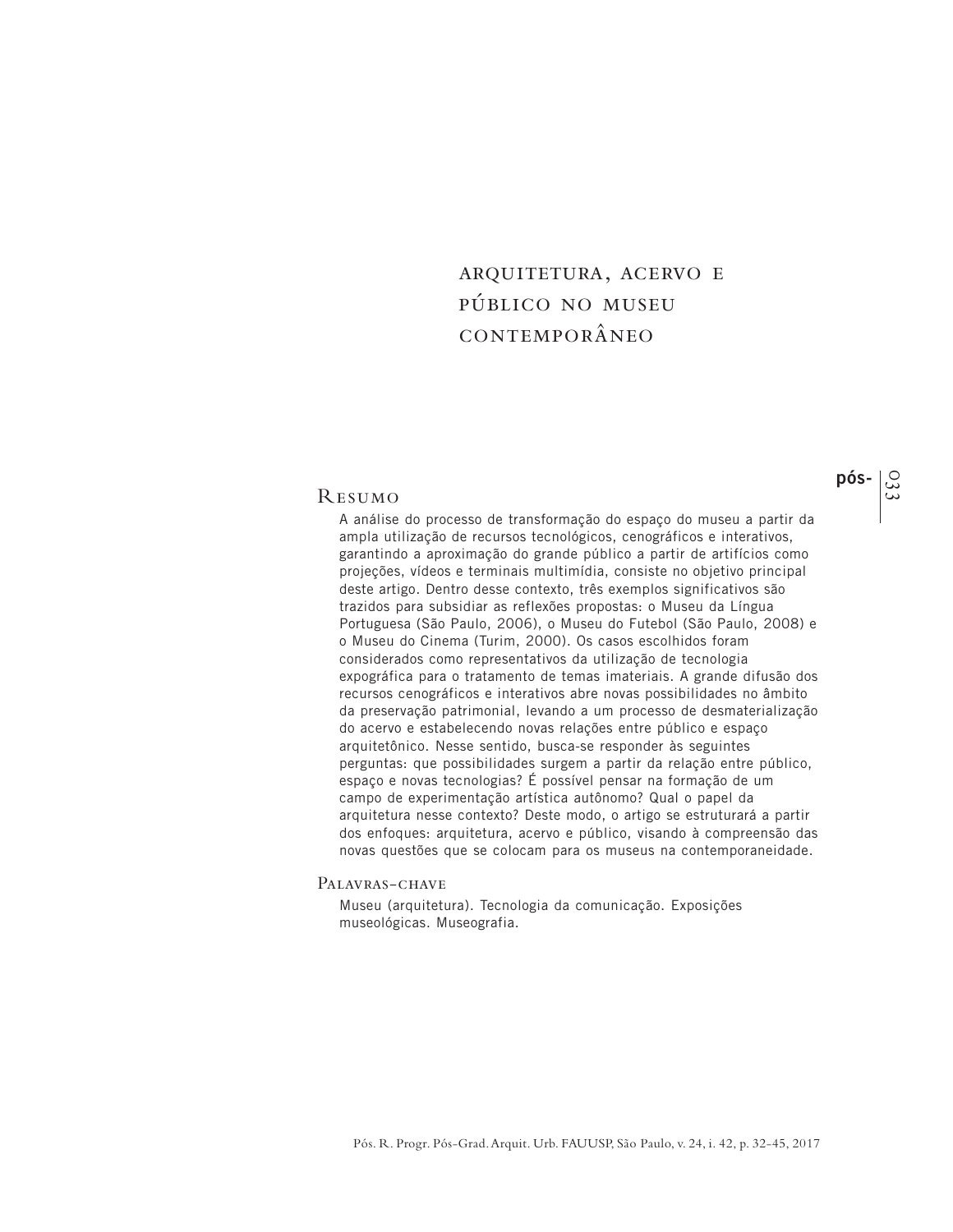# ARQUITETURA, ACERVO E PÚBLICO NO MUSEU CONTEMPORÂNEO

## Resumo

A análise do processo de transformação do espaço do museu a partir da ampla utilização de recursos tecnológicos, cenográficos e interativos, garantindo a aproximação do grande público a partir de artifícios como projeções, vídeos e terminais multimídia, consiste no objetivo principal deste artigo. Dentro desse contexto, três exemplos significativos são trazidos para subsidiar as reflexões propostas: o Museu da Língua Portuguesa (São Paulo, 2006), o Museu do Futebol (São Paulo, 2008) e o Museu do Cinema (Turim, 2000). Os casos escolhidos foram considerados como representativos da utilização de tecnologia expográfica para o tratamento de temas imateriais. A grande difusão dos recursos cenográficos e interativos abre novas possibilidades no âmbito da preservação patrimonial, levando a um processo de desmaterialização do acervo e estabelecendo novas relações entre público e espaço arquitetônico. Nesse sentido, busca-se responder às seguintes perguntas: que possibilidades surgem a partir da relação entre público, espaço e novas tecnologias? É possível pensar na formação de um campo de experimentação artística autônomo? Qual o papel da arquitetura nesse contexto? Deste modo, o artigo se estruturará a partir dos enfoques: arquitetura, acervo e público, visando à compreensão das novas questões que se colocam para os museus na contemporaneidade.

## Palavras-chave

Museu (arquitetura). Tecnologia da comunicação. Exposições museológicas. Museografia.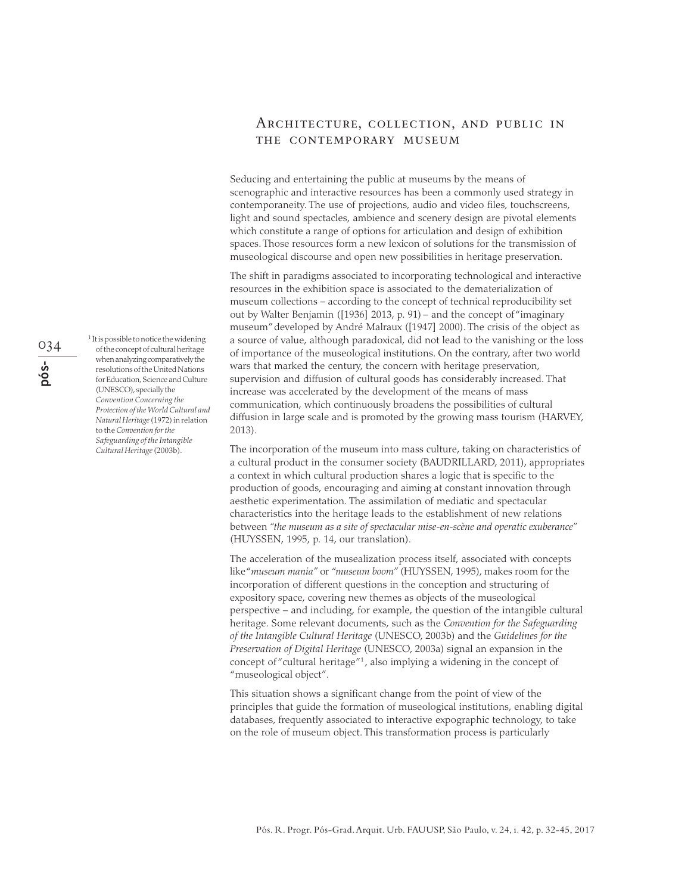## Architecture, collection, and public in the contemporary museum

Seducing and entertaining the public at museums by the means of scenographic and interactive resources has been a commonly used strategy in contemporaneity. The use of projections, audio and video files, touchscreens, light and sound spectacles, ambience and scenery design are pivotal elements which constitute a range of options for articulation and design of exhibition spaces. Those resources form a new lexicon of solutions for the transmission of museological discourse and open new possibilities in heritage preservation.

The shift in paradigms associated to incorporating technological and interactive resources in the exhibition space is associated to the dematerialization of museum collections – according to the concept of technical reproducibility set out by Walter Benjamin ([1936] 2013, p. 91) – and the concept of "imaginary museum" developed by André Malraux ([1947] 2000). The crisis of the object as a source of value, although paradoxical, did not lead to the vanishing or the loss of importance of the museological institutions. On the contrary, after two world wars that marked the century, the concern with heritage preservation, supervision and diffusion of cultural goods has considerably increased. That increase was accelerated by the development of the means of mass communication, which continuously broadens the possibilities of cultural diffusion in large scale and is promoted by the growing mass tourism (HARVEY, 2013).

The incorporation of the museum into mass culture, taking on characteristics of a cultural product in the consumer society (BAUDRILLARD, 2011), appropriates a context in which cultural production shares a logic that is specific to the production of goods, encouraging and aiming at constant innovation through aesthetic experimentation. The assimilation of mediatic and spectacular characteristics into the heritage leads to the establishment of new relations between *"the museum as a site of spectacular mise-en-scène and operatic exuberance"* (HUYSSEN, 1995, p. 14, our translation).

The acceleration of the musealization process itself, associated with concepts like *"museum mania"* or *"museum boom"* (HUYSSEN, 1995), makes room for the incorporation of different questions in the conception and structuring of expository space, covering new themes as objects of the museological perspective – and including, for example, the question of the intangible cultural heritage. Some relevant documents, such as the *Convention for the Safeguarding of the Intangible Cultural Heritage* (UNESCO, 2003b) and the *Guidelines for the Preservation of Digital Heritage* (UNESCO, 2003a) signal an expansion in the concept of "cultural heritage"[1], also implying a widening in the concept of "museological object".

This situation shows a significant change from the point of view of the principles that guide the formation of museological institutions, enabling digital databases, frequently associated to interactive expographic technology, to take on the role of museum object. This transformation process is particularly

[1] It is possible to notice the widening of the concept of cultural heritage when analyzing comparatively the resolutions of the United Nations for Education, Science and Culture (UNESCO), specially the *Convention Concerning the Protection of the World Cultural and Natural Heritage* (1972) in relation to the *Convention for the Safeguarding of the Intangible Cultural Heritage* (2003b).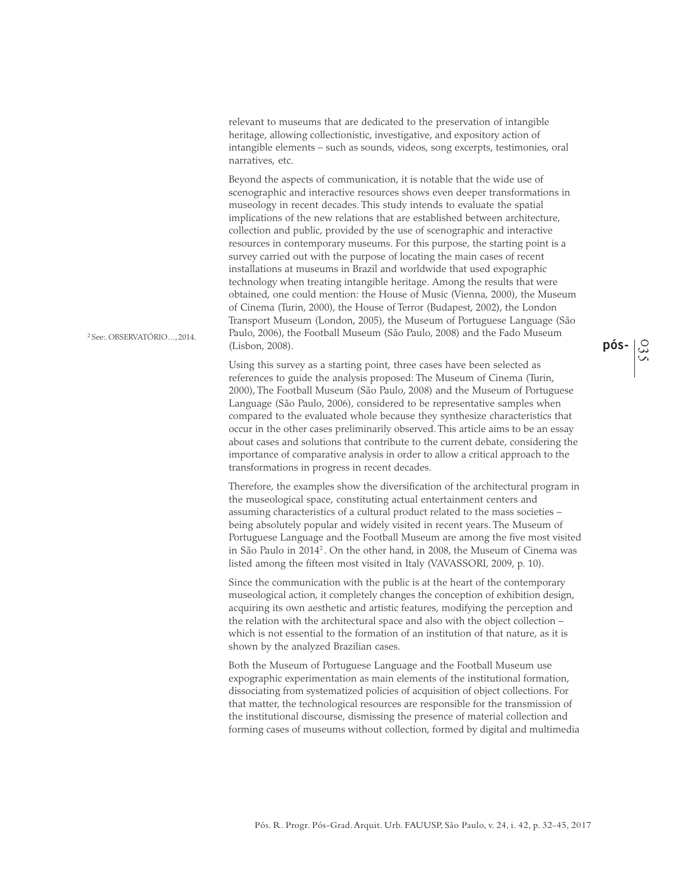relevant to museums that are dedicated to the preservation of intangible heritage, allowing collectionistic, investigative, and expository action of intangible elements – such as sounds, videos, song excerpts, testimonies, oral narratives, etc.

Beyond the aspects of communication, it is notable that the wide use of scenographic and interactive resources shows even deeper transformations in museology in recent decades. This study intends to evaluate the spatial implications of the new relations that are established between architecture, collection and public, provided by the use of scenographic and interactive resources in contemporary museums. For this purpose, the starting point is a survey carried out with the purpose of locating the main cases of recent installations at museums in Brazil and worldwide that used expographic technology when treating intangible heritage. Among the results that were obtained, one could mention: the House of Music (Vienna, 2000), the Museum of Cinema (Turin, 2000), the House of Terror (Budapest, 2002), the London Transport Museum (London, 2005), the Museum of Portuguese Language (São Paulo, 2006), the Football Museum (São Paulo, 2008) and the Fado Museum (Lisbon, 2008).

Using this survey as a starting point, three cases have been selected as references to guide the analysis proposed: The Museum of Cinema (Turin, 2000), The Football Museum (São Paulo, 2008) and the Museum of Portuguese Language (São Paulo, 2006), considered to be representative samples when compared to the evaluated whole because they synthesize characteristics that occur in the other cases preliminarily observed. This article aims to be an essay about cases and solutions that contribute to the current debate, considering the importance of comparative analysis in order to allow a critical approach to the transformations in progress in recent decades.

Therefore, the examples show the diversification of the architectural program in the museological space, constituting actual entertainment centers and assuming characteristics of a cultural product related to the mass societies – being absolutely popular and widely visited in recent years. The Museum of Portuguese Language and the Football Museum are among the five most visited in São Paulo in 2014[2]. On the other hand, in 2008, the Museum of Cinema was listed among the fifteen most visited in Italy (VAVASSORI, 2009, p. 10).

Since the communication with the public is at the heart of the contemporary museological action, it completely changes the conception of exhibition design, acquiring its own aesthetic and artistic features, modifying the perception and the relation with the architectural space and also with the object collection – which is not essential to the formation of an institution of that nature, as it is shown by the analyzed Brazilian cases.

Both the Museum of Portuguese Language and the Football Museum use expographic experimentation as main elements of the institutional formation, dissociating from systematized policies of acquisition of object collections. For that matter, the technological resources are responsible for the transmission of the institutional discourse, dismissing the presence of material collection and forming cases of museums without collection, formed by digital and multimedia

[2] See:. OBSERVATÓRIO..., 2014.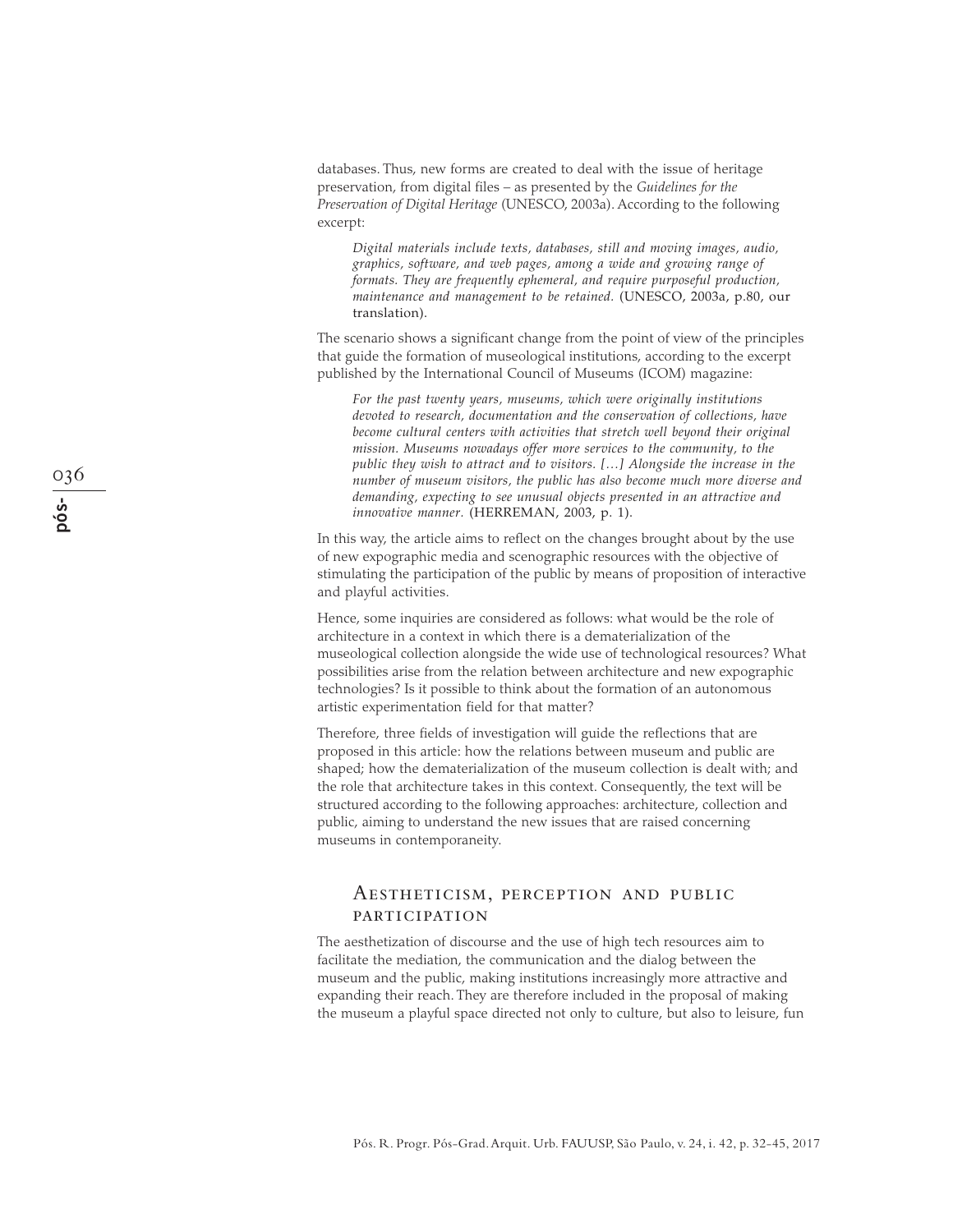databases. Thus, new forms are created to deal with the issue of heritage preservation, from digital files – as presented by the *Guidelines for the Preservation of Digital Heritage* (UNESCO, 2003a). According to the following excerpt:

> *Digital materials include texts, databases, still and moving images, audio, graphics, software, and web pages, among a wide and growing range of formats. They are frequently ephemeral, and require purposeful production, maintenance and management to be retained.* (UNESCO, 2003a, p.80, our translation).

The scenario shows a significant change from the point of view of the principles that guide the formation of museological institutions, according to the excerpt published by the International Council of Museums (ICOM) magazine:

> *For the past twenty years, museums, which were originally institutions devoted to research, documentation and the conservation of collections, have become cultural centers with activities that stretch well beyond their original mission. Museums nowadays offer more services to the community, to the public they wish to attract and to visitors. […] Alongside the increase in the number of museum visitors, the public has also become much more diverse and demanding, expecting to see unusual objects presented in an attractive and innovative manner.* (HERREMAN, 2003, p. 1).

In this way, the article aims to reflect on the changes brought about by the use of new expographic media and scenographic resources with the objective of stimulating the participation of the public by means of proposition of interactive and playful activities.

Hence, some inquiries are considered as follows: what would be the role of architecture in a context in which there is a dematerialization of the museological collection alongside the wide use of technological resources? What possibilities arise from the relation between architecture and new expographic technologies? Is it possible to think about the formation of an autonomous artistic experimentation field for that matter?

Therefore, three fields of investigation will guide the reflections that are proposed in this article: how the relations between museum and public are shaped; how the dematerialization of the museum collection is dealt with; and the role that architecture takes in this context. Consequently, the text will be structured according to the following approaches: architecture, collection and public, aiming to understand the new issues that are raised concerning museums in contemporaneity.

## Aestheticism, perception and public participation

The aesthetization of discourse and the use of high tech resources aim to facilitate the mediation, the communication and the dialog between the museum and the public, making institutions increasingly more attractive and expanding their reach. They are therefore included in the proposal of making the museum a playful space directed not only to culture, but also to leisure, fun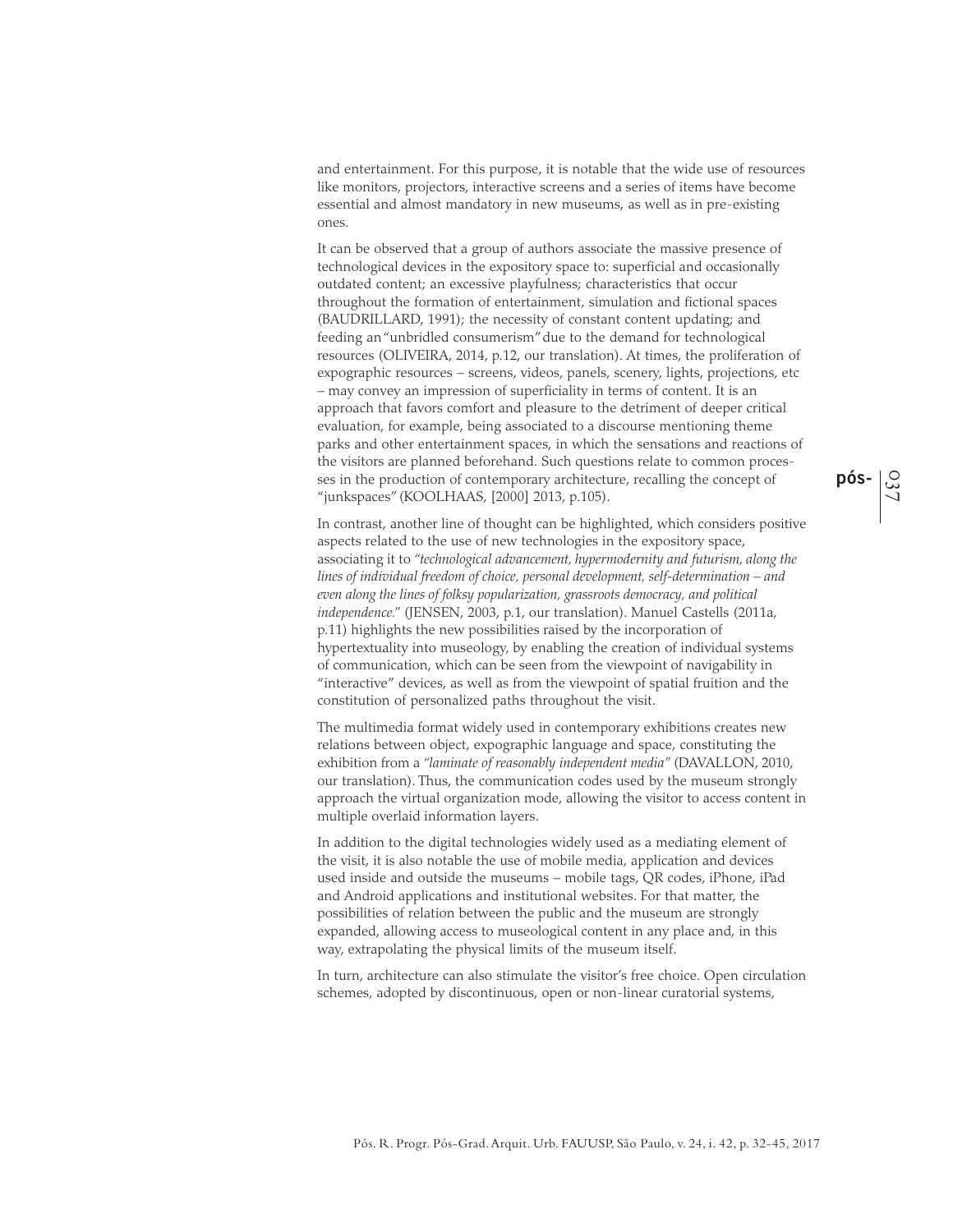and entertainment. For this purpose, it is notable that the wide use of resources like monitors, projectors, interactive screens and a series of items have become essential and almost mandatory in new museums, as well as in pre-existing ones.

It can be observed that a group of authors associate the massive presence of technological devices in the expository space to: superficial and occasionally outdated content; an excessive playfulness; characteristics that occur throughout the formation of entertainment, simulation and fictional spaces (BAUDRILLARD, 1991); the necessity of constant content updating; and feeding an "unbridled consumerism" due to the demand for technological resources (OLIVEIRA, 2014, p.12, our translation). At times, the proliferation of expographic resources – screens, videos, panels, scenery, lights, projections, etc – may convey an impression of superficiality in terms of content. It is an approach that favors comfort and pleasure to the detriment of deeper critical evaluation, for example, being associated to a discourse mentioning theme parks and other entertainment spaces, in which the sensations and reactions of the visitors are planned beforehand. Such questions relate to common processes in the production of contemporary architecture, recalling the concept of "junkspaces" (KOOLHAAS, [2000] 2013, p.105).

In contrast, another line of thought can be highlighted, which considers positive aspects related to the use of new technologies in the expository space, associating it to *"technological advancement, hypermodernity and futurism, along the lines of individual freedom of choice, personal development, self-determination – and even along the lines of folksy popularization, grassroots democracy, and political independence."* (JENSEN, 2003, p.1, our translation). Manuel Castells (2011a, p.11) highlights the new possibilities raised by the incorporation of hypertextuality into museology, by enabling the creation of individual systems of communication, which can be seen from the viewpoint of navigability in "interactive" devices, as well as from the viewpoint of spatial fruition and the constitution of personalized paths throughout the visit.

The multimedia format widely used in contemporary exhibitions creates new relations between object, expographic language and space, constituting the exhibition from a *"laminate of reasonably independent media"* (DAVALLON, 2010, our translation). Thus, the communication codes used by the museum strongly approach the virtual organization mode, allowing the visitor to access content in multiple overlaid information layers.

In addition to the digital technologies widely used as a mediating element of the visit, it is also notable the use of mobile media, application and devices used inside and outside the museums – mobile tags, QR codes, iPhone, iPad and Android applications and institutional websites. For that matter, the possibilities of relation between the public and the museum are strongly expanded, allowing access to museological content in any place and, in this way, extrapolating the physical limits of the museum itself.

In turn, architecture can also stimulate the visitor's free choice. Open circulation schemes, adopted by discontinuous, open or non-linear curatorial systems,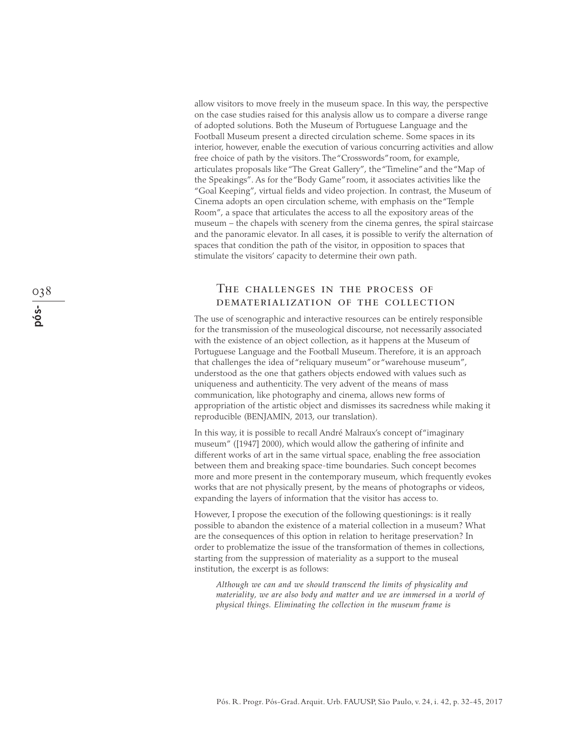allow visitors to move freely in the museum space. In this way, the perspective on the case studies raised for this analysis allow us to compare a diverse range of adopted solutions. Both the Museum of Portuguese Language and the Football Museum present a directed circulation scheme. Some spaces in its interior, however, enable the execution of various concurring activities and allow free choice of path by the visitors. The "Crosswords" room, for example, articulates proposals like "The Great Gallery", the "Timeline" and the "Map of the Speakings". As for the "Body Game" room, it associates activities like the "Goal Keeping", virtual fields and video projection. In contrast, the Museum of Cinema adopts an open circulation scheme, with emphasis on the "Temple Room", a space that articulates the access to all the expository areas of the museum – the chapels with scenery from the cinema genres, the spiral staircase and the panoramic elevator. In all cases, it is possible to verify the alternation of spaces that condition the path of the visitor, in opposition to spaces that stimulate the visitors' capacity to determine their own path.

## The challenges in the process of dematerialization of the collection

The use of scenographic and interactive resources can be entirely responsible for the transmission of the museological discourse, not necessarily associated with the existence of an object collection, as it happens at the Museum of Portuguese Language and the Football Museum. Therefore, it is an approach that challenges the idea of "reliquary museum" or "warehouse museum", understood as the one that gathers objects endowed with values such as uniqueness and authenticity. The very advent of the means of mass communication, like photography and cinema, allows new forms of appropriation of the artistic object and dismisses its sacredness while making it reproducible (BENJAMIN, 2013, our translation).

In this way, it is possible to recall André Malraux's concept of "imaginary museum" ([1947] 2000), which would allow the gathering of infinite and different works of art in the same virtual space, enabling the free association between them and breaking space-time boundaries. Such concept becomes more and more present in the contemporary museum, which frequently evokes works that are not physically present, by the means of photographs or videos, expanding the layers of information that the visitor has access to.

However, I propose the execution of the following questionings: is it really possible to abandon the existence of a material collection in a museum? What are the consequences of this option in relation to heritage preservation? In order to problematize the issue of the transformation of themes in collections, starting from the suppression of materiality as a support to the museal institution, the excerpt is as follows:

> *Although we can and we should transcend the limits of physicality and materiality, we are also body and matter and we are immersed in a world of physical things. Eliminating the collection in the museum frame is*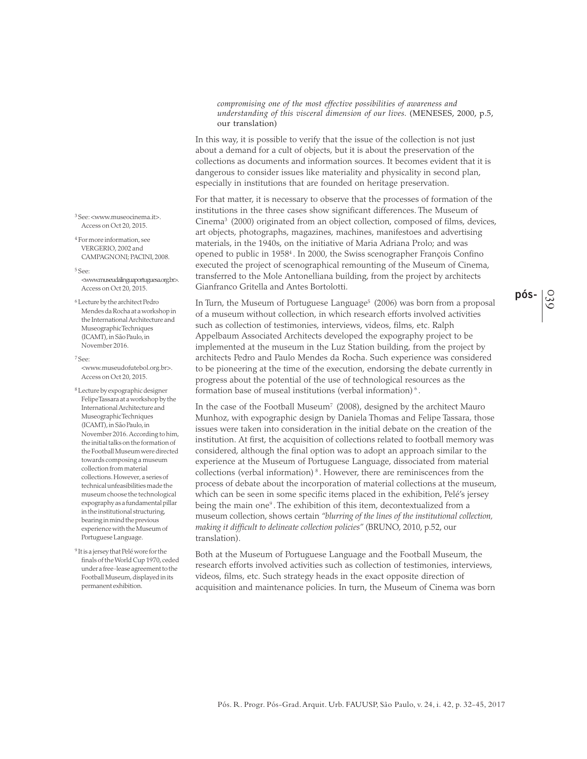*compromising one of the most effective possibilities of awareness and understanding of this visceral dimension of our lives.* (MENESES, 2000, p.5, our translation)

In this way, it is possible to verify that the issue of the collection is not just about a demand for a cult of objects, but it is about the preservation of the collections as documents and information sources. It becomes evident that it is dangerous to consider issues like materiality and physicality in second plan, especially in institutions that are founded on heritage preservation.

For that matter, it is necessary to observe that the processes of formation of the institutions in the three cases show significant differences. The Museum of Cinema[3] (2000) originated from an object collection, composed of films, devices, art objects, photographs, magazines, machines, manifestoes and advertising materials, in the 1940s, on the initiative of Maria Adriana Prolo; and was opened to public in 1958[4]. In 2000, the Swiss scenographer François Confino executed the project of scenographical remounting of the Museum of Cinema, transferred to the Mole Antonelliana building, from the project by architects Gianfranco Gritella and Antes Bortolotti.

In Turn, the Museum of Portuguese Language[5] (2006) was born from a proposal of a museum without collection, in which research efforts involved activities such as collection of testimonies, interviews, videos, films, etc. Ralph Appelbaum Associated Architects developed the expography project to be implemented at the museum in the Luz Station building, from the project by architects Pedro and Paulo Mendes da Rocha. Such experience was considered to be pioneering at the time of the execution, endorsing the debate currently in progress about the potential of the use of technological resources as the formation base of museal institutions (verbal information)[6].

In the case of the Football Museum[7] (2008), designed by the architect Mauro Munhoz, with expographic design by Daniela Thomas and Felipe Tassara, those issues were taken into consideration in the initial debate on the creation of the institution. At first, the acquisition of collections related to football memory was considered, although the final option was to adopt an approach similar to the experience at the Museum of Portuguese Language, dissociated from material collections (verbal information)[8]. However, there are reminiscences from the process of debate about the incorporation of material collections at the museum, which can be seen in some specific items placed in the exhibition, Pelé's jersey being the main one[9]. The exhibition of this item, decontextualized from a museum collection, shows certain *"blurring of the lines of the institutional collection, making it difficult to delineate collection policies"* (BRUNO, 2010, p.52, our translation).

Both at the Museum of Portuguese Language and the Football Museum, the research efforts involved activities such as collection of testimonies, interviews, videos, films, etc. Such strategy heads in the exact opposite direction of acquisition and maintenance policies. In turn, the Museum of Cinema was born

---

[3] See: <www.museocinema.it>. Access on Oct 20, 2015.

[4] For more information, see VERGERIO, 2002 and CAMPAGNONI; PACINI, 2008.

[5] See: <www.museudalinguaportuguesa.org.br>. Access on Oct 20, 2015.

[6] Lecture by the architect Pedro Mendes da Rocha at a workshop in the International Architecture and Museographic Techniques (ICAMT), in São Paulo, in November 2016.

[7] See: <www.museudofutebol.org.br>. Access on Oct 20, 2015.

[8] Lecture by expographic designer Felipe Tassara at a workshop by the International Architecture and Museographic Techniques (ICAMT), in São Paulo, in November 2016. According to him, the initial talks on the formation of the Football Museum were directed towards composing a museum collection from material collections. However, a series of technical unfeasibilities made the museum choose the technological expography as a fundamental pillar in the institutional structuring, bearing in mind the previous experience with the Museum of Portuguese Language.

[9] It is a jersey that Pelé wore for the finals of the World Cup 1970, ceded under a free-lease agreement to the Football Museum, displayed in its permanent exhibition.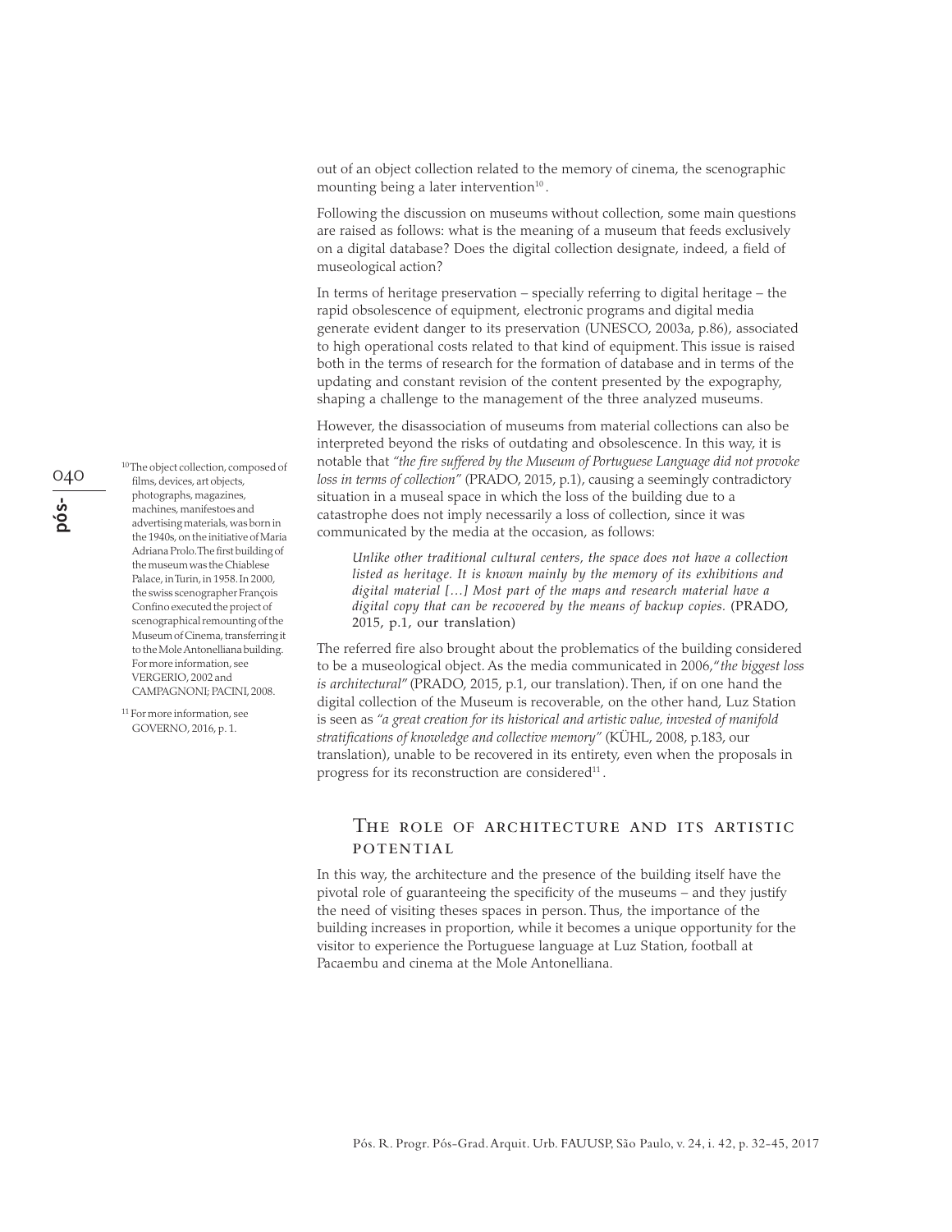out of an object collection related to the memory of cinema, the scenographic mounting being a later intervention[10].

Following the discussion on museums without collection, some main questions are raised as follows: what is the meaning of a museum that feeds exclusively on a digital database? Does the digital collection designate, indeed, a field of museological action?

In terms of heritage preservation – specially referring to digital heritage – the rapid obsolescence of equipment, electronic programs and digital media generate evident danger to its preservation (UNESCO, 2003a, p.86), associated to high operational costs related to that kind of equipment. This issue is raised both in the terms of research for the formation of database and in terms of the updating and constant revision of the content presented by the expography, shaping a challenge to the management of the three analyzed museums.

However, the disassociation of museums from material collections can also be interpreted beyond the risks of outdating and obsolescence. In this way, it is notable that *"the fire suffered by the Museum of Portuguese Language did not provoke loss in terms of collection"* (PRADO, 2015, p.1), causing a seemingly contradictory situation in a museal space in which the loss of the building due to a catastrophe does not imply necessarily a loss of collection, since it was communicated by the media at the occasion, as follows:

> *Unlike other traditional cultural centers, the space does not have a collection listed as heritage. It is known mainly by the memory of its exhibitions and digital material […] Most part of the maps and research material have a digital copy that can be recovered by the means of backup copies.* (PRADO, 2015, p.1, our translation)

The referred fire also brought about the problematics of the building considered to be a museological object. As the media communicated in 2006, *"the biggest loss is architectural"* (PRADO, 2015, p.1, our translation). Then, if on one hand the digital collection of the Museum is recoverable, on the other hand, Luz Station is seen as *"a great creation for its historical and artistic value, invested of manifold stratifications of knowledge and collective memory"* (KÜHL, 2008, p.183, our translation), unable to be recovered in its entirety, even when the proposals in progress for its reconstruction are considered[11].

## The role of architecture and its artistic potential

In this way, the architecture and the presence of the building itself have the pivotal role of guaranteeing the specificity of the museums – and they justify the need of visiting theses spaces in person. Thus, the importance of the building increases in proportion, while it becomes a unique opportunity for the visitor to experience the Portuguese language at Luz Station, football at Pacaembu and cinema at the Mole Antonelliana.

---

[10] The object collection, composed of films, devices, art objects, photographs, magazines, machines, manifestoes and advertising materials, was born in the 1940s, on the initiative of Maria Adriana Prolo. The first building of the museum was the Chiablese Palace, in Turin, in 1958. In 2000, the swiss scenographer François Confino executed the project of scenographical remounting of the Museum of Cinema, transferring it to the Mole Antonelliana building. For more information, see VERGERIO, 2002 and CAMPAGNONI; PACINI, 2008.

[11] For more information, see GOVERNO, 2016, p. 1.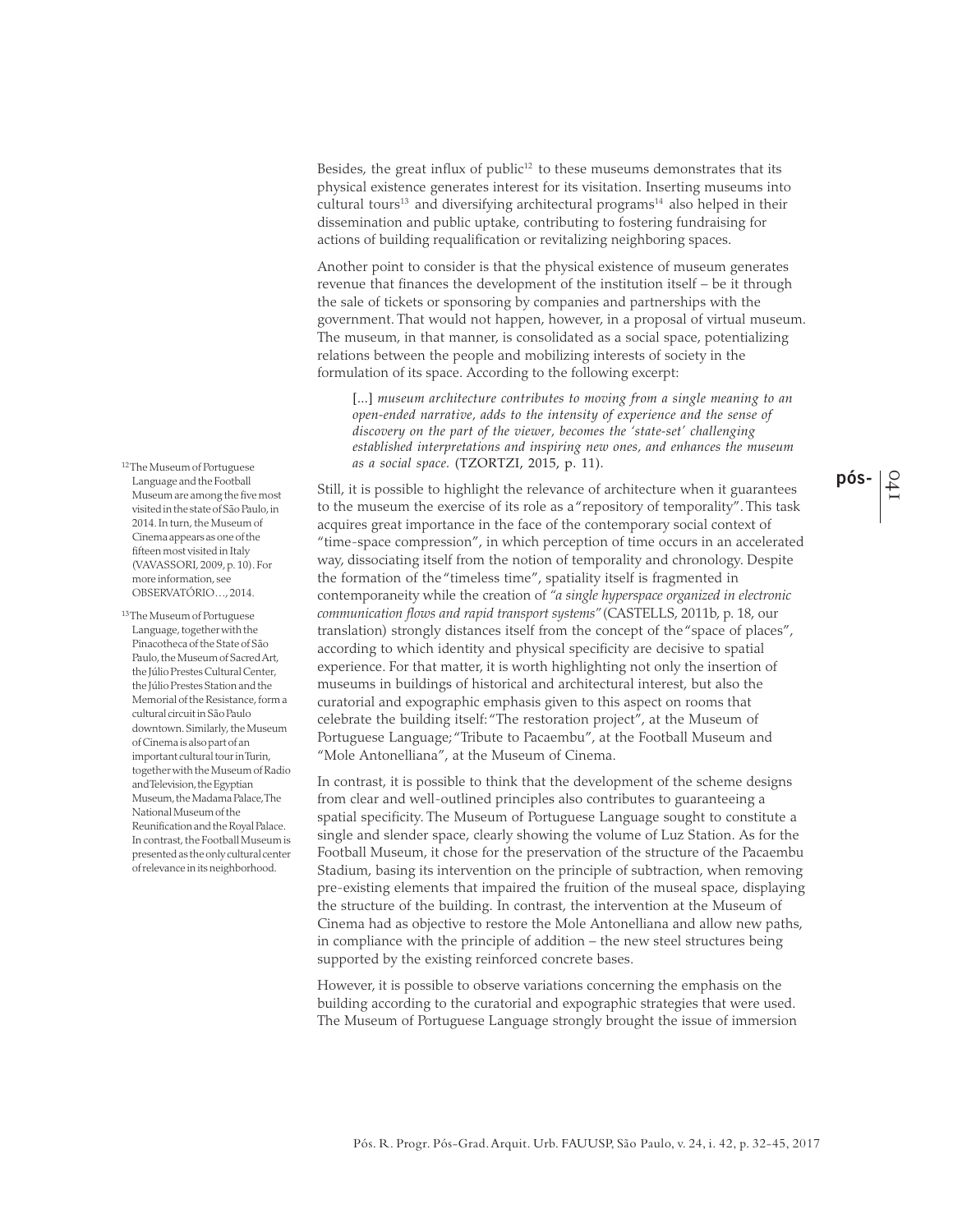Besides, the great influx of public[12] to these museums demonstrates that its physical existence generates interest for its visitation. Inserting museums into cultural tours[13] and diversifying architectural programs[14] also helped in their dissemination and public uptake, contributing to fostering fundraising for actions of building requalification or revitalizing neighboring spaces.

Another point to consider is that the physical existence of museum generates revenue that finances the development of the institution itself – be it through the sale of tickets or sponsoring by companies and partnerships with the government. That would not happen, however, in a proposal of virtual museum. The museum, in that manner, is consolidated as a social space, potentializing relations between the people and mobilizing interests of society in the formulation of its space. According to the following excerpt:

> [...] *museum architecture contributes to moving from a single meaning to an open-ended narrative, adds to the intensity of experience and the sense of discovery on the part of the viewer, becomes the 'state-set' challenging established interpretations and inspiring new ones, and enhances the museum as a social space.* (TZORTZI, 2015, p. 11).

Still, it is possible to highlight the relevance of architecture when it guarantees to the museum the exercise of its role as a "repository of temporality". This task acquires great importance in the face of the contemporary social context of "time-space compression", in which perception of time occurs in an accelerated way, dissociating itself from the notion of temporality and chronology. Despite the formation of the "timeless time", spatiality itself is fragmented in contemporaneity while the creation of *"a single hyperspace organized in electronic communication flows and rapid transport systems"* (CASTELLS, 2011b, p. 18, our translation) strongly distances itself from the concept of the "space of places", according to which identity and physical specificity are decisive to spatial experience. For that matter, it is worth highlighting not only the insertion of museums in buildings of historical and architectural interest, but also the curatorial and expographic emphasis given to this aspect on rooms that celebrate the building itself: "The restoration project", at the Museum of Portuguese Language; "Tribute to Pacaembu", at the Football Museum and "Mole Antonelliana", at the Museum of Cinema.

In contrast, it is possible to think that the development of the scheme designs from clear and well-outlined principles also contributes to guaranteeing a spatial specificity. The Museum of Portuguese Language sought to constitute a single and slender space, clearly showing the volume of Luz Station. As for the Football Museum, it chose for the preservation of the structure of the Pacaembu Stadium, basing its intervention on the principle of subtraction, when removing pre-existing elements that impaired the fruition of the museal space, displaying the structure of the building. In contrast, the intervention at the Museum of Cinema had as objective to restore the Mole Antonelliana and allow new paths, in compliance with the principle of addition – the new steel structures being supported by the existing reinforced concrete bases.

However, it is possible to observe variations concerning the emphasis on the building according to the curatorial and expographic strategies that were used. The Museum of Portuguese Language strongly brought the issue of immersion

[12] The Museum of Portuguese Language and the Football Museum are among the five most visited in the state of São Paulo, in 2014. In turn, the Museum of Cinema appears as one of the fifteen most visited in Italy (VAVASSORI, 2009, p. 10). For more information, see OBSERVATÓRIO..., 2014.

[13] The Museum of Portuguese Language, together with the Pinacotheca of the State of São Paulo, the Museum of Sacred Art, the Júlio Prestes Cultural Center, the Júlio Prestes Station and the Memorial of the Resistance, form a cultural circuit in São Paulo downtown. Similarly, the Museum of Cinema is also part of an important cultural tour in Turin, together with the Museum of Radio and Television, the Egyptian Museum, the Madama Palace, The National Museum of the Reunification and the Royal Palace. In contrast, the Football Museum is presented as the only cultural center of relevance in its neighborhood.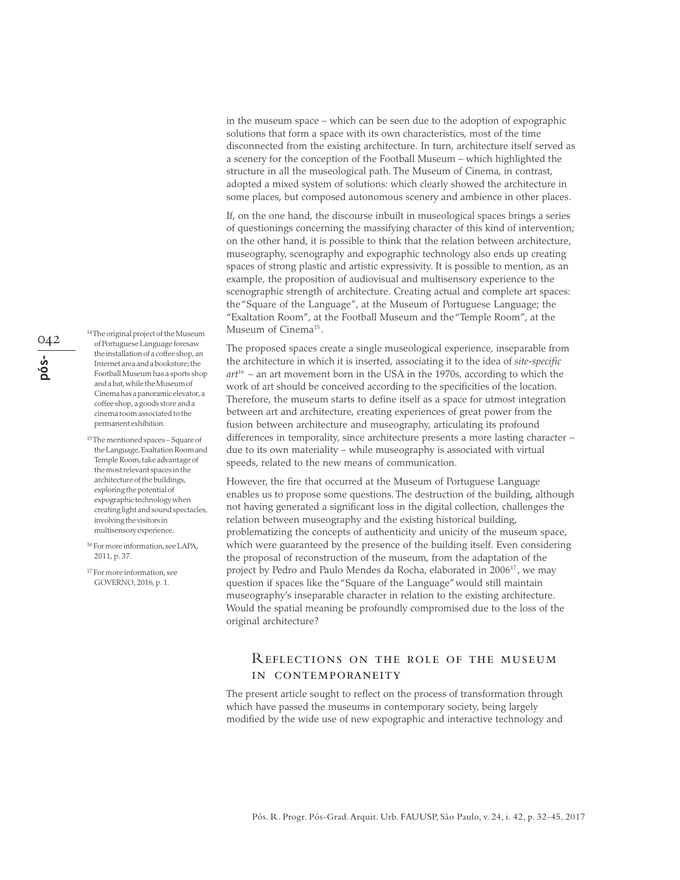in the museum space – which can be seen due to the adoption of expographic solutions that form a space with its own characteristics, most of the time disconnected from the existing architecture. In turn, architecture itself served as a scenery for the conception of the Football Museum – which highlighted the structure in all the museological path. The Museum of Cinema, in contrast, adopted a mixed system of solutions: which clearly showed the architecture in some places, but composed autonomous scenery and ambience in other places.

If, on the one hand, the discourse inbuilt in museological spaces brings a series of questionings concerning the massifying character of this kind of intervention; on the other hand, it is possible to think that the relation between architecture, museography, scenography and expographic technology also ends up creating spaces of strong plastic and artistic expressivity. It is possible to mention, as an example, the proposition of audiovisual and multisensory experience to the scenographic strength of architecture. Creating actual and complete art spaces: the "Square of the Language", at the Museum of Portuguese Language; the "Exaltation Room", at the Football Museum and the "Temple Room", at the Museum of Cinema[15].

The proposed spaces create a single museological experience, inseparable from the architecture in which it is inserted, associating it to the idea of *site-specific art*[16] – an art movement born in the USA in the 1970s, according to which the work of art should be conceived according to the specificities of the location. Therefore, the museum starts to define itself as a space for utmost integration between art and architecture, creating experiences of great power from the fusion between architecture and museography, articulating its profound differences in temporality, since architecture presents a more lasting character – due to its own materiality – while museography is associated with virtual speeds, related to the new means of communication.

However, the fire that occurred at the Museum of Portuguese Language enables us to propose some questions. The destruction of the building, although not having generated a significant loss in the digital collection, challenges the relation between museography and the existing historical building, problematizing the concepts of authenticity and unicity of the museum space, which were guaranteed by the presence of the building itself. Even considering the proposal of reconstruction of the museum, from the adaptation of the project by Pedro and Paulo Mendes da Rocha, elaborated in 2006[17], we may question if spaces like the "Square of the Language" would still maintain museography's inseparable character in relation to the existing architecture. Would the spatial meaning be profoundly compromised due to the loss of the original architecture?

## Reflections on the role of the museum in contemporaneity

The present article sought to reflect on the process of transformation through which have passed the museums in contemporary society, being largely modified by the wide use of new expographic and interactive technology and

[14] The original project of the Museum of Portuguese Language foresaw the installation of a coffee shop, an Internet area and a bookstore; the Football Museum has a sports shop and a bat, while the Museum of Cinema has a panoramic elevator, a coffee shop, a goods store and a cinema room associated to the permanent exhibition.

[15] The mentioned spaces – Square of the Language, Exaltation Room and Temple Room, take advantage of the most relevant spaces in the architecture of the buildings, exploring the potential of expographic technology when creating light and sound spectacles, involving the visitors in multisensory experience.

[16] For more information, see LAPA, 2011, p. 37.

[17] For more information, see GOVERNO, 2016, p. 1.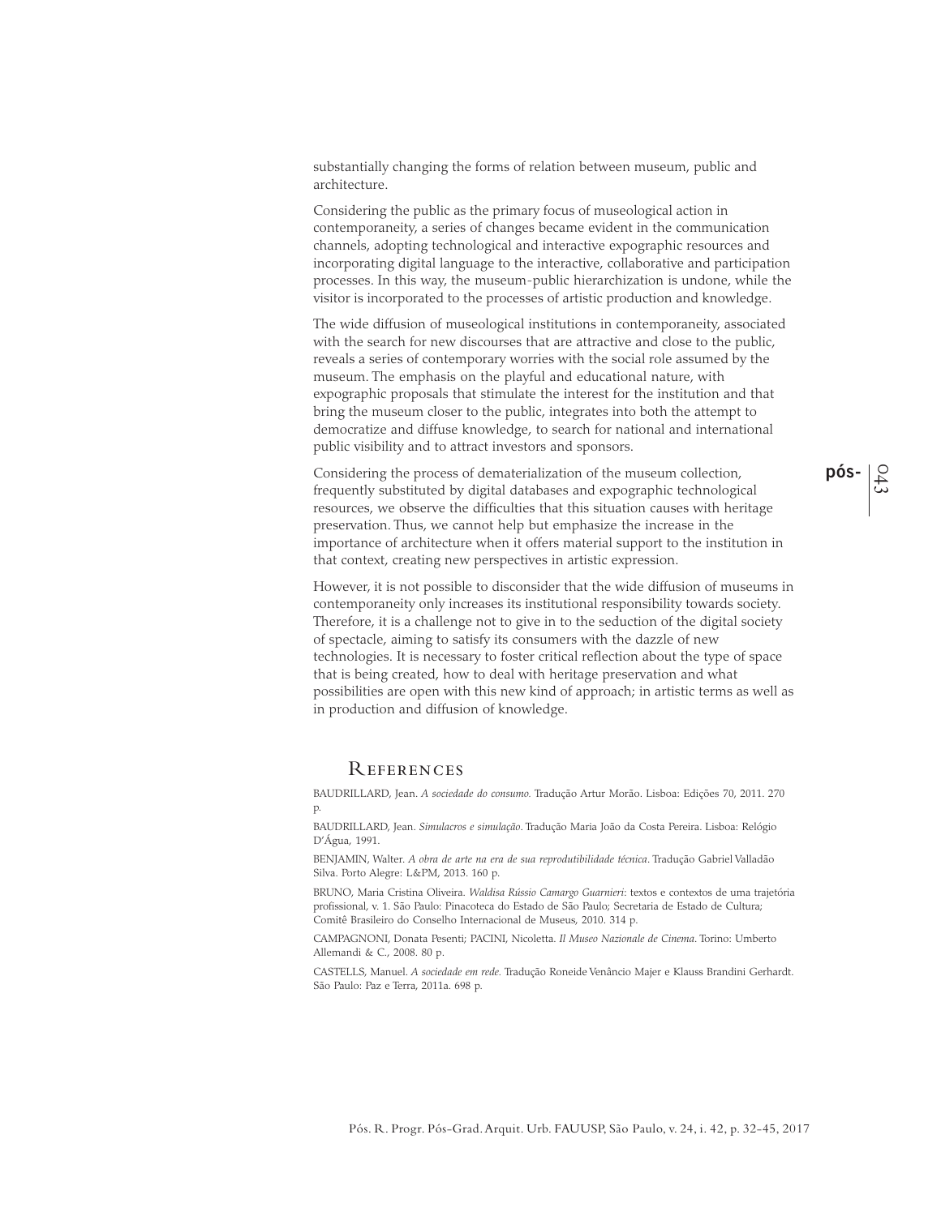substantially changing the forms of relation between museum, public and architecture.

Considering the public as the primary focus of museological action in contemporaneity, a series of changes became evident in the communication channels, adopting technological and interactive expographic resources and incorporating digital language to the interactive, collaborative and participation processes. In this way, the museum-public hierarchization is undone, while the visitor is incorporated to the processes of artistic production and knowledge.

The wide diffusion of museological institutions in contemporaneity, associated with the search for new discourses that are attractive and close to the public, reveals a series of contemporary worries with the social role assumed by the museum. The emphasis on the playful and educational nature, with expographic proposals that stimulate the interest for the institution and that bring the museum closer to the public, integrates into both the attempt to democratize and diffuse knowledge, to search for national and international public visibility and to attract investors and sponsors.

Considering the process of dematerialization of the museum collection, frequently substituted by digital databases and expographic technological resources, we observe the difficulties that this situation causes with heritage preservation. Thus, we cannot help but emphasize the increase in the importance of architecture when it offers material support to the institution in that context, creating new perspectives in artistic expression.

However, it is not possible to disconsider that the wide diffusion of museums in contemporaneity only increases its institutional responsibility towards society. Therefore, it is a challenge not to give in to the seduction of the digital society of spectacle, aiming to satisfy its consumers with the dazzle of new technologies. It is necessary to foster critical reflection about the type of space that is being created, how to deal with heritage preservation and what possibilities are open with this new kind of approach; in artistic terms as well as in production and diffusion of knowledge.

## References

BAUDRILLARD, Jean. *A sociedade do consumo.* Tradução Artur Morão. Lisboa: Edições 70, 2011. 270 p.

BAUDRILLARD, Jean. *Simulacros e simulação*. Tradução Maria João da Costa Pereira. Lisboa: Relógio D'Água, 1991.

BENJAMIN, Walter. *A obra de arte na era de sua reprodutibilidade técnica*. Tradução Gabriel Valladão Silva. Porto Alegre: L&PM, 2013. 160 p.

BRUNO, Maria Cristina Oliveira. *Waldisa Rússio Camargo Guarnieri*: textos e contextos de uma trajetória profissional, v. 1. São Paulo: Pinacoteca do Estado de São Paulo; Secretaria de Estado de Cultura; Comitê Brasileiro do Conselho Internacional de Museus, 2010. 314 p.

CAMPAGNONI, Donata Pesenti; PACINI, Nicoletta. *Il Museo Nazionale de Cinema*. Torino: Umberto Allemandi & C., 2008. 80 p.

CASTELLS, Manuel. *A sociedade em rede*. Tradução Roneide Venâncio Majer e Klauss Brandini Gerhardt. São Paulo: Paz e Terra, 2011a. 698 p.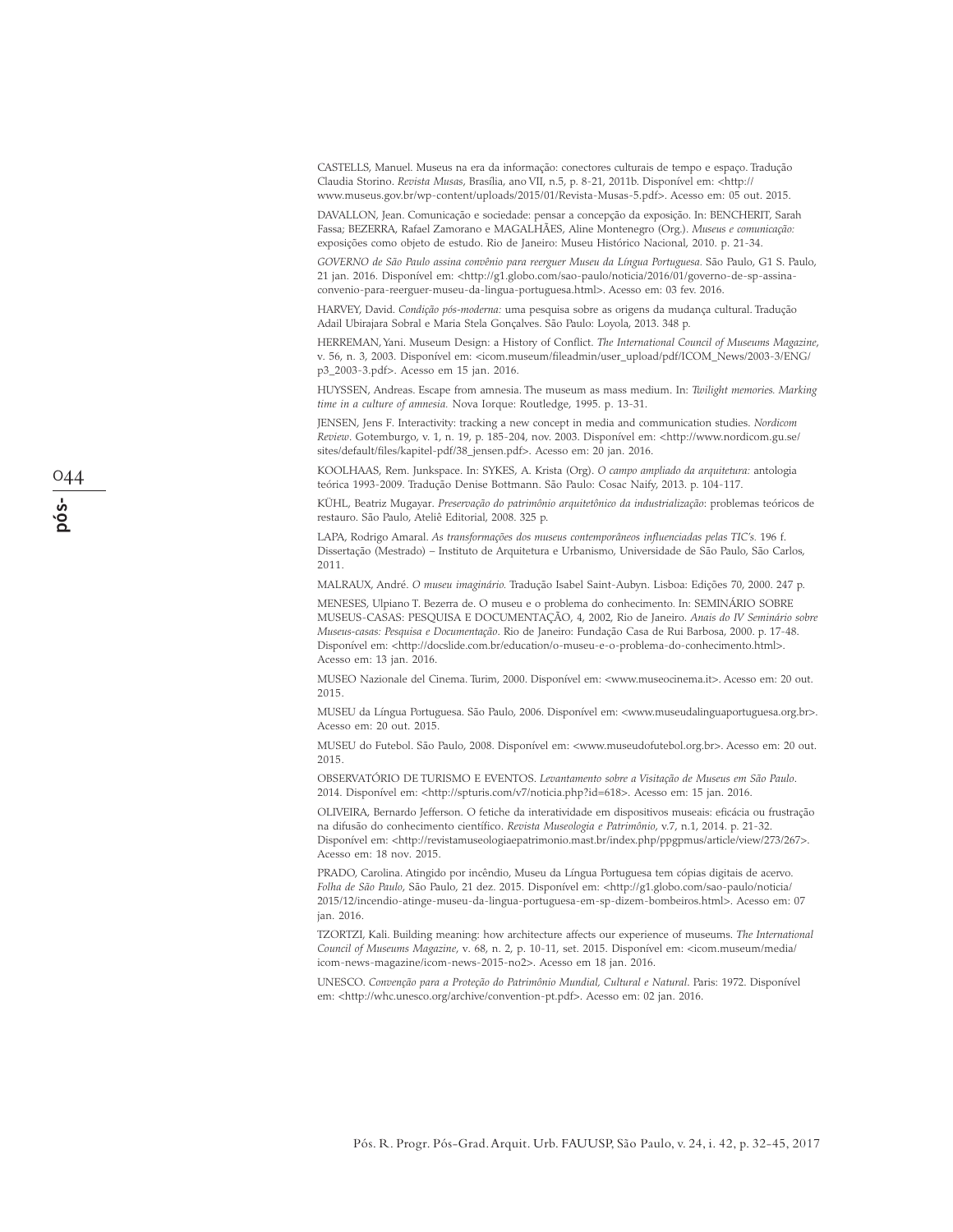CASTELLS, Manuel. Museus na era da informação: conectores culturais de tempo e espaço. Tradução Claudia Storino. *Revista Musas*, Brasília, ano VII, n.5, p. 8-21, 2011b. Disponível em: <http://www.museus.gov.br/wp-content/uploads/2015/01/Revista-Musas-5.pdf>. Acesso em: 05 out. 2015.

DAVALLON, Jean. Comunicação e sociedade: pensar a concepção da exposição. In: BENCHERIT, Sarah Fassa; BEZERRA, Rafael Zamorano e MAGALHÃES, Aline Montenegro (Org.). *Museus e comunicação:* exposições como objeto de estudo. Rio de Janeiro: Museu Histórico Nacional, 2010. p. 21-34.

*GOVERNO de São Paulo assina convênio para reerguer Museu da Língua Portuguesa.* São Paulo, G1 S. Paulo, 21 jan. 2016. Disponível em: <http://g1.globo.com/sao-paulo/noticia/2016/01/governo-de-sp-assina-convenio-para-reerguer-museu-da-lingua-portuguesa.html>. Acesso em: 03 fev. 2016.

HARVEY, David. *Condição pós-moderna:* uma pesquisa sobre as origens da mudança cultural. Tradução Adail Ubirajara Sobral e Maria Stela Gonçalves. São Paulo: Loyola, 2013. 348 p.

HERREMAN, Yani. Museum Design: a History of Conflict. *The International Council of Museums Magazine*, v. 56, n. 3, 2003. Disponível em: <icom.museum/fileadmin/user_upload/pdf/ICOM_News/2003-3/ENG/p3_2003-3.pdf>. Acesso em 15 jan. 2016.

HUYSSEN, Andreas. Escape from amnesia. The museum as mass medium. In: *Twilight memories. Marking time in a culture of amnesia.* Nova Iorque: Routledge, 1995. p. 13-31.

JENSEN, Jens F. Interactivity: tracking a new concept in media and communication studies. *Nordicom Review*. Gotemburgo, v. 1, n. 19, p. 185-204, nov. 2003. Disponível em: <http://www.nordicom.gu.se/sites/default/files/kapitel-pdf/38_jensen.pdf>. Acesso em: 20 jan. 2016.

KOOLHAAS, Rem. Junkspace. In: SYKES, A. Krista (Org). *O campo ampliado da arquitetura:* antologia teórica 1993-2009. Tradução Denise Bottmann. São Paulo: Cosac Naify, 2013. p. 104-117.

KÜHL, Beatriz Mugayar. *Preservação do patrimônio arquitetônico da industrialização*: problemas teóricos de restauro. São Paulo, Ateliê Editorial, 2008. 325 p.

LAPA, Rodrigo Amaral. *As transformações dos museus contemporâneos influenciadas pelas TIC's.* 196 f. Dissertação (Mestrado) – Instituto de Arquitetura e Urbanismo, Universidade de São Paulo, São Carlos, 2011.

MALRAUX, André. *O museu imaginário.* Tradução Isabel Saint-Aubyn. Lisboa: Edições 70, 2000. 247 p.

MENESES, Ulpiano T. Bezerra de. O museu e o problema do conhecimento. In: SEMINÁRIO SOBRE MUSEUS-CASAS: PESQUISA E DOCUMENTAÇÃO, 4, 2002, Rio de Janeiro. *Anais do IV Seminário sobre Museus-casas: Pesquisa e Documentação*. Rio de Janeiro: Fundação Casa de Rui Barbosa, 2000. p. 17-48. Disponível em: <http://docslide.com.br/education/o-museu-e-o-problema-do-conhecimento.html>. Acesso em: 13 jan. 2016.

MUSEO Nazionale del Cinema. Turim, 2000. Disponível em: <www.museocinema.it>. Acesso em: 20 out. 2015.

MUSEU da Língua Portuguesa. São Paulo, 2006. Disponível em: <www.museudalinguaportuguesa.org.br>. Acesso em: 20 out. 2015.

MUSEU do Futebol. São Paulo, 2008. Disponível em: <www.museudofutebol.org.br>. Acesso em: 20 out. 2015.

OBSERVATÓRIO DE TURISMO E EVENTOS. *Levantamento sobre a Visitação de Museus em São Paulo*. 2014. Disponível em: <http://spturis.com/v7/noticia.php?id=618>. Acesso em: 15 jan. 2016.

OLIVEIRA, Bernardo Jefferson. O fetiche da interatividade em dispositivos museais: eficácia ou frustração na difusão do conhecimento científico. *Revista Museologia e Patrimônio*, v.7, n.1, 2014. p. 21-32. Disponível em: <http://revistamuseologiaepatrimonio.mast.br/index.php/ppgpmus/article/view/273/267>. Acesso em: 18 nov. 2015.

PRADO, Carolina. Atingido por incêndio, Museu da Língua Portuguesa tem cópias digitais de acervo. *Folha de São Paulo*, São Paulo, 21 dez. 2015. Disponível em: <http://g1.globo.com/sao-paulo/noticia/2015/12/incendio-atinge-museu-da-lingua-portuguesa-em-sp-dizem-bombeiros.html>. Acesso em: 07 jan. 2016.

TZORTZI, Kali. Building meaning: how architecture affects our experience of museums. *The International Council of Museums Magazine*, v. 68, n. 2, p. 10-11, set. 2015. Disponível em: <icom.museum/media/icom-news-magazine/icom-news-2015-no2>. Acesso em 18 jan. 2016.

UNESCO. *Convenção para a Proteção do Patrimônio Mundial, Cultural e Natural*. Paris: 1972. Disponível em: <http://whc.unesco.org/archive/convention-pt.pdf>. Acesso em: 02 jan. 2016.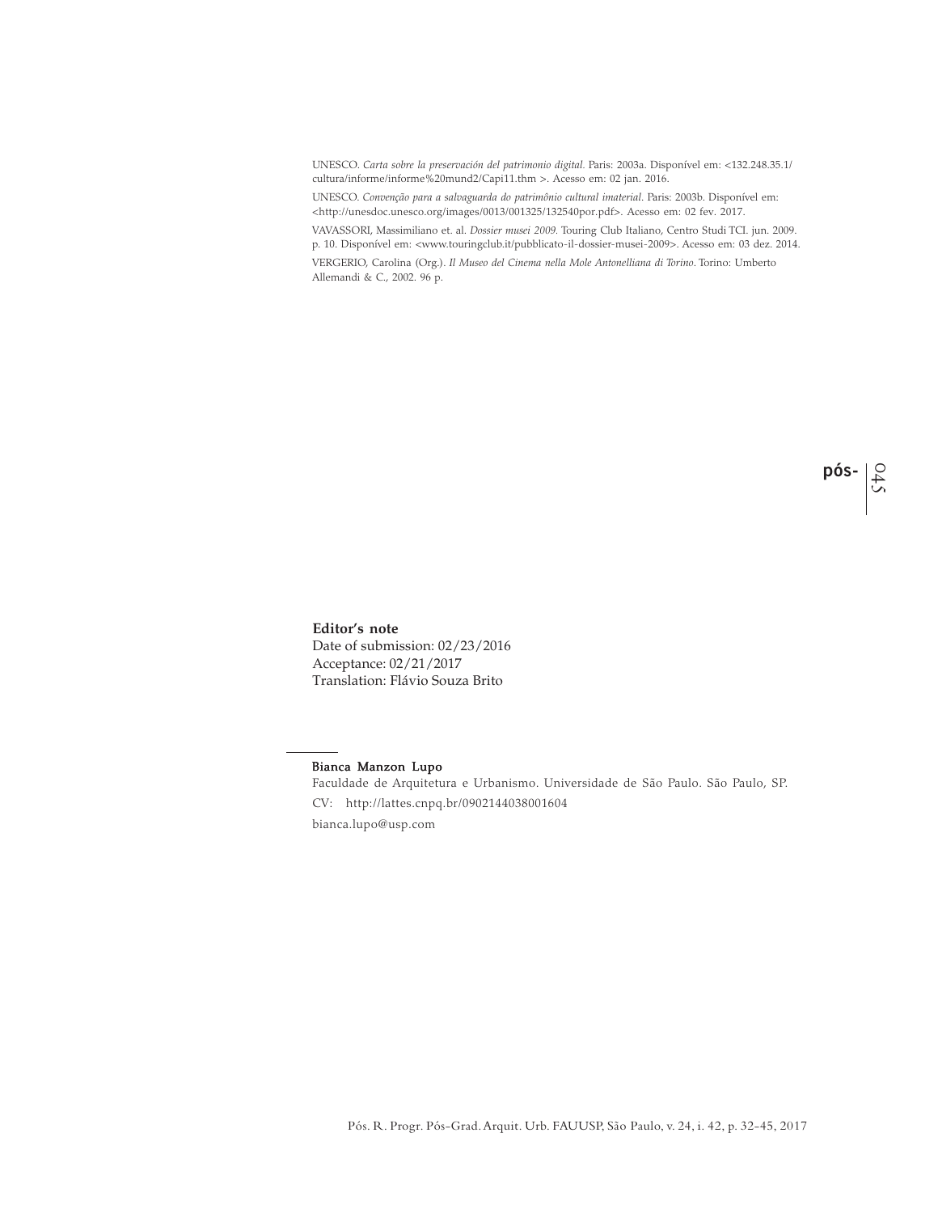UNESCO. *Carta sobre la preservación del patrimonio digital*. Paris: 2003a. Disponível em: <132.248.35.1/cultura/informe/informe%20mund2/Capi11.thm >. Acesso em: 02 jan. 2016.

UNESCO. *Convenção para a salvaguarda do patrimônio cultural imaterial*. Paris: 2003b. Disponível em: <http://unesdoc.unesco.org/images/0013/001325/132540por.pdf>. Acesso em: 02 fev. 2017.

VAVASSORI, Massimiliano et. al. *Dossier musei 2009*. Touring Club Italiano, Centro Studi TCI. jun. 2009. p. 10. Disponível em: <www.touringclub.it/pubblicato-il-dossier-musei-2009>. Acesso em: 03 dez. 2014.

VERGERIO, Carolina (Org.). *Il Museo del Cinema nella Mole Antonelliana di Torino*. Torino: Umberto Allemandi & C., 2002. 96 p.

**Editor's note**
Date of submission: 02/23/2016
Acceptance: 02/21/2017
Translation: Flávio Souza Brito

**Bianca Manzon Lupo**
Faculdade de Arquitetura e Urbanismo. Universidade de São Paulo. São Paulo, SP.
CV: http://lattes.cnpq.br/0902144038001604
bianca.lupo@usp.com